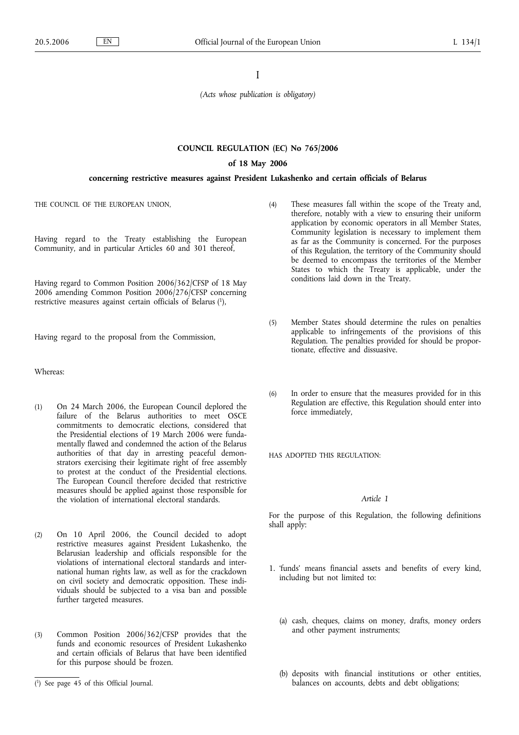I

*(Acts whose publication is obligatory)*

## COUNCIL REGULATION (EC) No 765/2006

### of 18 May 2006

### concerning restrictive measures against President Lukashenko and certain officials of Belarus

THE COUNCIL OF THE EUROPEAN UNION,

Having regard to the Treaty establishing the European Community, and in particular Articles 60 and 301 thereof,

Having regard to Common Position 2006/362/CFSP of 18 May 2006 amending Common Position 2006/276/CFSP concerning restrictive measures against certain officials of Belarus [1],

Having regard to the proposal from the Commission,

Whereas:

(1) On 24 March 2006, the European Council deplored the failure of the Belarus authorities to meet OSCE commitments to democratic elections, considered that the Presidential elections of 19 March 2006 were fundamentally flawed and condemned the action of the Belarus authorities of that day in arresting peaceful demonstrators exercising their legitimate right of free assembly to protest at the conduct of the Presidential elections. The European Council therefore decided that restrictive measures should be applied against those responsible for the violation of international electoral standards.

(2) On 10 April 2006, the Council decided to adopt restrictive measures against President Lukashenko, the Belarusian leadership and officials responsible for the violations of international electoral standards and international human rights law, as well as for the crackdown on civil society and democratic opposition. These individuals should be subjected to a visa ban and possible further targeted measures.

(3) Common Position 2006/362/CFSP provides that the funds and economic resources of President Lukashenko and certain officials of Belarus that have been identified for this purpose should be frozen.

(4) These measures fall within the scope of the Treaty and, therefore, notably with a view to ensuring their uniform application by economic operators in all Member States, Community legislation is necessary to implement them as far as the Community is concerned. For the purposes of this Regulation, the territory of the Community should be deemed to encompass the territories of the Member States to which the Treaty is applicable, under the conditions laid down in the Treaty.

(5) Member States should determine the rules on penalties applicable to infringements of the provisions of this Regulation. The penalties provided for should be proportionate, effective and dissuasive.

(6) In order to ensure that the measures provided for in this Regulation are effective, this Regulation should enter into force immediately,

HAS ADOPTED THIS REGULATION:

*Article 1*

For the purpose of this Regulation, the following definitions shall apply:

1. 'funds' means financial assets and benefits of every kind, including but not limited to:

   (a) cash, cheques, claims on money, drafts, money orders and other payment instruments;

   (b) deposits with financial institutions or other entities, balances on accounts, debts and debt obligations;

---

[1] See page 45 of this Official Journal.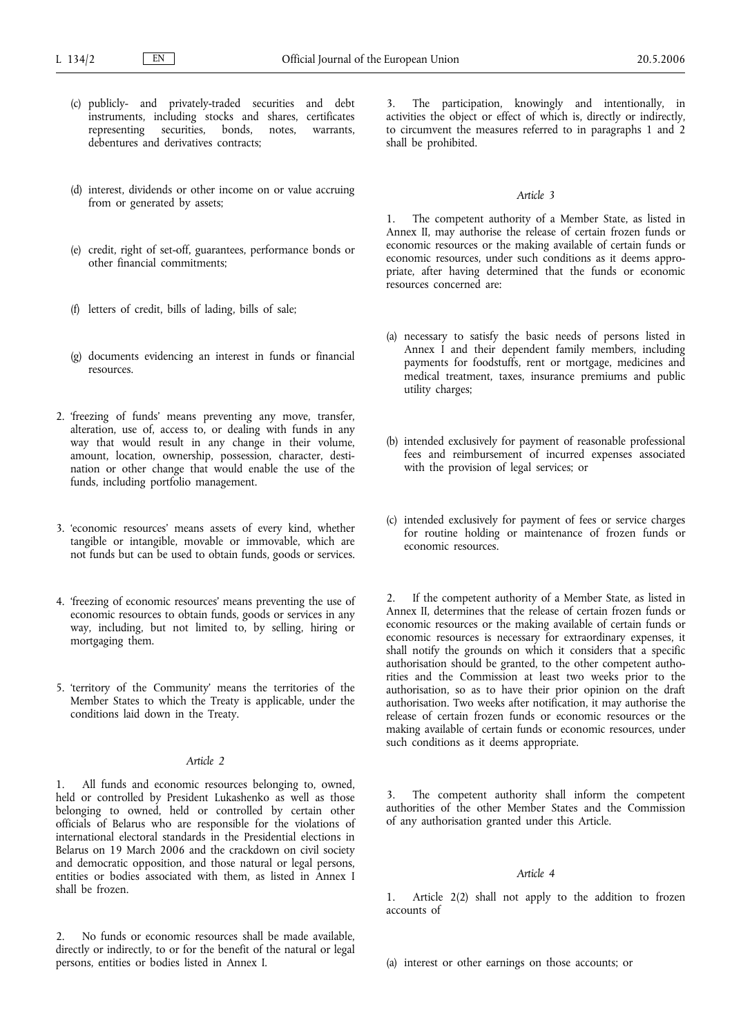(c) publicly- and privately-traded securities and debt instruments, including stocks and shares, certificates representing securities, bonds, notes, warrants, debentures and derivatives contracts;

(d) interest, dividends or other income on or value accruing from or generated by assets;

(e) credit, right of set-off, guarantees, performance bonds or other financial commitments;

(f) letters of credit, bills of lading, bills of sale;

(g) documents evidencing an interest in funds or financial resources.

2. 'freezing of funds' means preventing any move, transfer, alteration, use of, access to, or dealing with funds in any way that would result in any change in their volume, amount, location, ownership, possession, character, destination or other change that would enable the use of the funds, including portfolio management.

3. 'economic resources' means assets of every kind, whether tangible or intangible, movable or immovable, which are not funds but can be used to obtain funds, goods or services.

4. 'freezing of economic resources' means preventing the use of economic resources to obtain funds, goods or services in any way, including, but not limited to, by selling, hiring or mortgaging them.

5. 'territory of the Community' means the territories of the Member States to which the Treaty is applicable, under the conditions laid down in the Treaty.

*Article 2*

1. All funds and economic resources belonging to, owned, held or controlled by President Lukashenko as well as those belonging to owned, held or controlled by certain other officials of Belarus who are responsible for the violations of international electoral standards in the Presidential elections in Belarus on 19 March 2006 and the crackdown on civil society and democratic opposition, and those natural or legal persons, entities or bodies associated with them, as listed in Annex I shall be frozen.

2. No funds or economic resources shall be made available, directly or indirectly, to or for the benefit of the natural or legal persons, entities or bodies listed in Annex I.

3. The participation, knowingly and intentionally, in activities the object or effect of which is, directly or indirectly, to circumvent the measures referred to in paragraphs 1 and 2 shall be prohibited.

*Article 3*

1. The competent authority of a Member State, as listed in Annex II, may authorise the release of certain frozen funds or economic resources or the making available of certain funds or economic resources, under such conditions as it deems appropriate, after having determined that the funds or economic resources concerned are:

(a) necessary to satisfy the basic needs of persons listed in Annex I and their dependent family members, including payments for foodstuffs, rent or mortgage, medicines and medical treatment, taxes, insurance premiums and public utility charges;

(b) intended exclusively for payment of reasonable professional fees and reimbursement of incurred expenses associated with the provision of legal services; or

(c) intended exclusively for payment of fees or service charges for routine holding or maintenance of frozen funds or economic resources.

2. If the competent authority of a Member State, as listed in Annex II, determines that the release of certain frozen funds or economic resources or the making available of certain funds or economic resources is necessary for extraordinary expenses, it shall notify the grounds on which it considers that a specific authorisation should be granted, to the other competent authorities and the Commission at least two weeks prior to the authorisation, so as to have their prior opinion on the draft authorisation. Two weeks after notification, it may authorise the release of certain frozen funds or economic resources or the making available of certain funds or economic resources, under such conditions as it deems appropriate.

3. The competent authority shall inform the competent authorities of the other Member States and the Commission of any authorisation granted under this Article.

*Article 4*

1. Article 2(2) shall not apply to the addition to frozen accounts of

(a) interest or other earnings on those accounts; or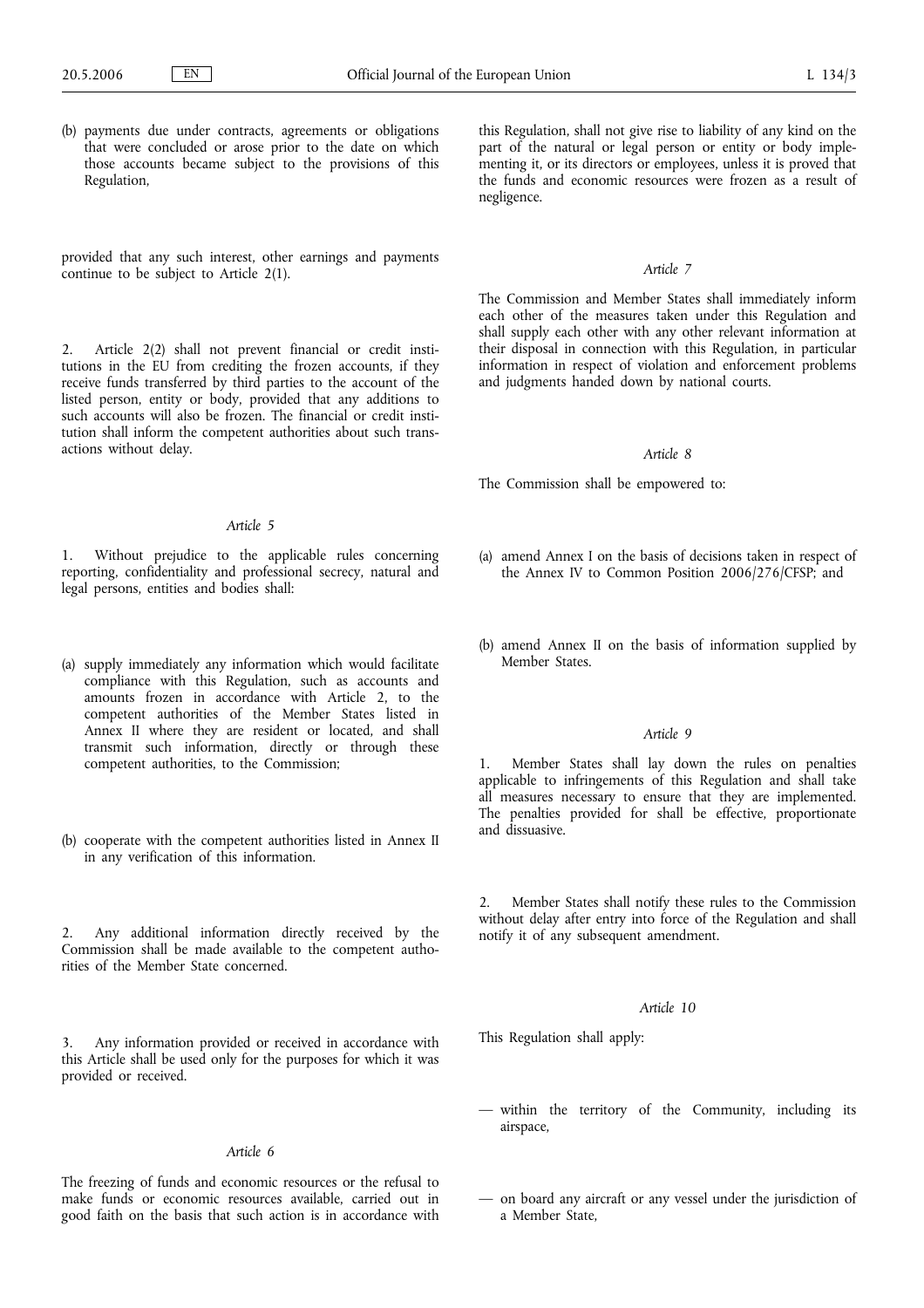(b) payments due under contracts, agreements or obligations that were concluded or arose prior to the date on which those accounts became subject to the provisions of this Regulation,

provided that any such interest, other earnings and payments continue to be subject to Article 2(1).

2. Article 2(2) shall not prevent financial or credit institutions in the EU from crediting the frozen accounts, if they receive funds transferred by third parties to the account of the listed person, entity or body, provided that any additions to such accounts will also be frozen. The financial or credit institution shall inform the competent authorities about such transactions without delay.

*Article 5*

1. Without prejudice to the applicable rules concerning reporting, confidentiality and professional secrecy, natural and legal persons, entities and bodies shall:

(a) supply immediately any information which would facilitate compliance with this Regulation, such as accounts and amounts frozen in accordance with Article 2, to the competent authorities of the Member States listed in Annex II where they are resident or located, and shall transmit such information, directly or through these competent authorities, to the Commission;

(b) cooperate with the competent authorities listed in Annex II in any verification of this information.

2. Any additional information directly received by the Commission shall be made available to the competent authorities of the Member State concerned.

3. Any information provided or received in accordance with this Article shall be used only for the purposes for which it was provided or received.

*Article 6*

The freezing of funds and economic resources or the refusal to make funds or economic resources available, carried out in good faith on the basis that such action is in accordance with this Regulation, shall not give rise to liability of any kind on the part of the natural or legal person or entity or body implementing it, or its directors or employees, unless it is proved that the funds and economic resources were frozen as a result of negligence.

*Article 7*

The Commission and Member States shall immediately inform each other of the measures taken under this Regulation and shall supply each other with any other relevant information at their disposal in connection with this Regulation, in particular information in respect of violation and enforcement problems and judgments handed down by national courts.

*Article 8*

The Commission shall be empowered to:

(a) amend Annex I on the basis of decisions taken in respect of the Annex IV to Common Position 2006/276/CFSP; and

(b) amend Annex II on the basis of information supplied by Member States.

*Article 9*

1. Member States shall lay down the rules on penalties applicable to infringements of this Regulation and shall take all measures necessary to ensure that they are implemented. The penalties provided for shall be effective, proportionate and dissuasive.

2. Member States shall notify these rules to the Commission without delay after entry into force of the Regulation and shall notify it of any subsequent amendment.

*Article 10*

This Regulation shall apply:

— within the territory of the Community, including its airspace,

— on board any aircraft or any vessel under the jurisdiction of a Member State,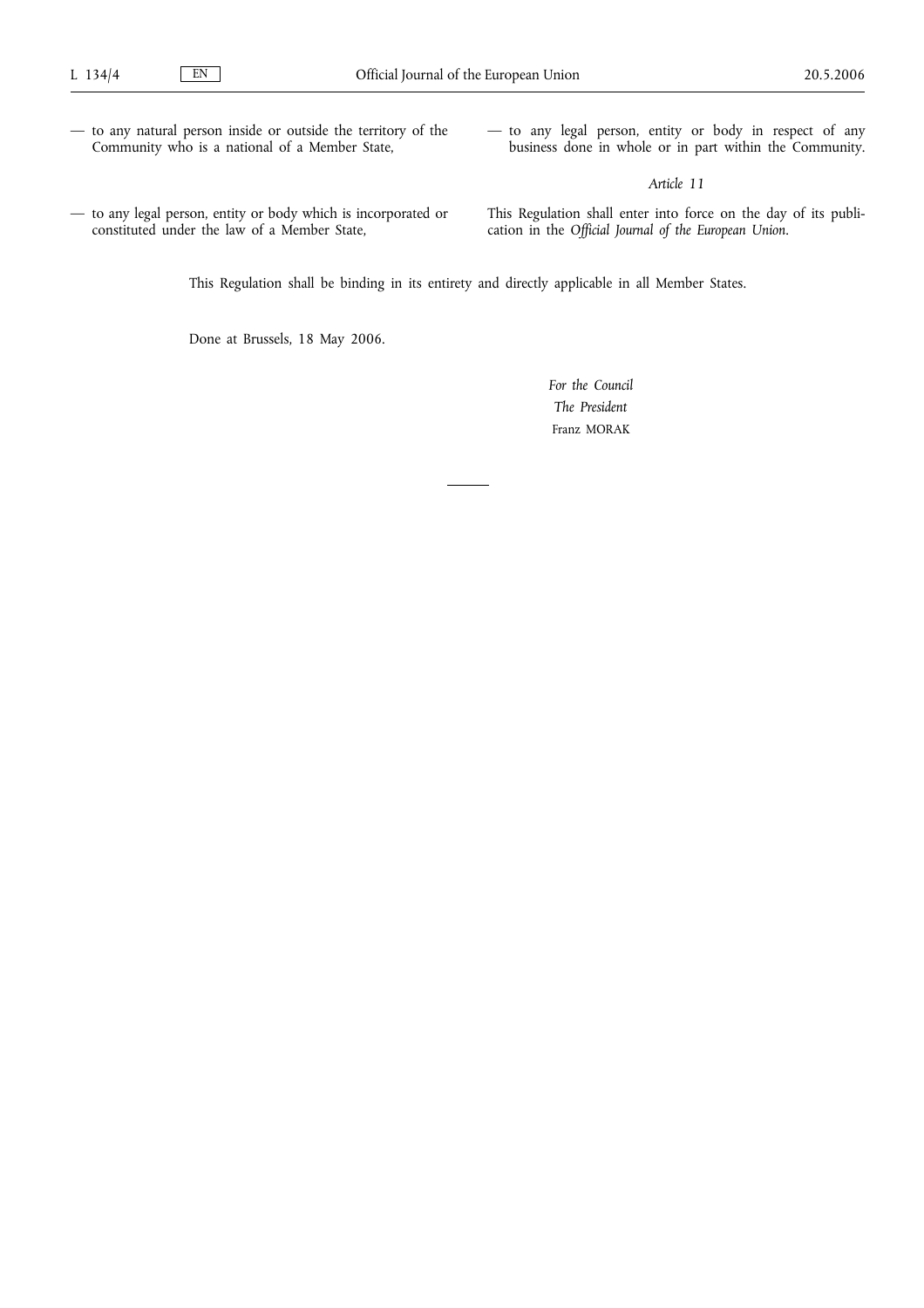— to any natural person inside or outside the territory of the Community who is a national of a Member State,

— to any legal person, entity or body which is incorporated or constituted under the law of a Member State,

— to any legal person, entity or body in respect of any business done in whole or in part within the Community.

*Article 11*

This Regulation shall enter into force on the day of its publication in the *Official Journal of the European Union*.

This Regulation shall be binding in its entirety and directly applicable in all Member States.

Done at Brussels, 18 May 2006.

*For the Council*

*The President*

Franz MORAK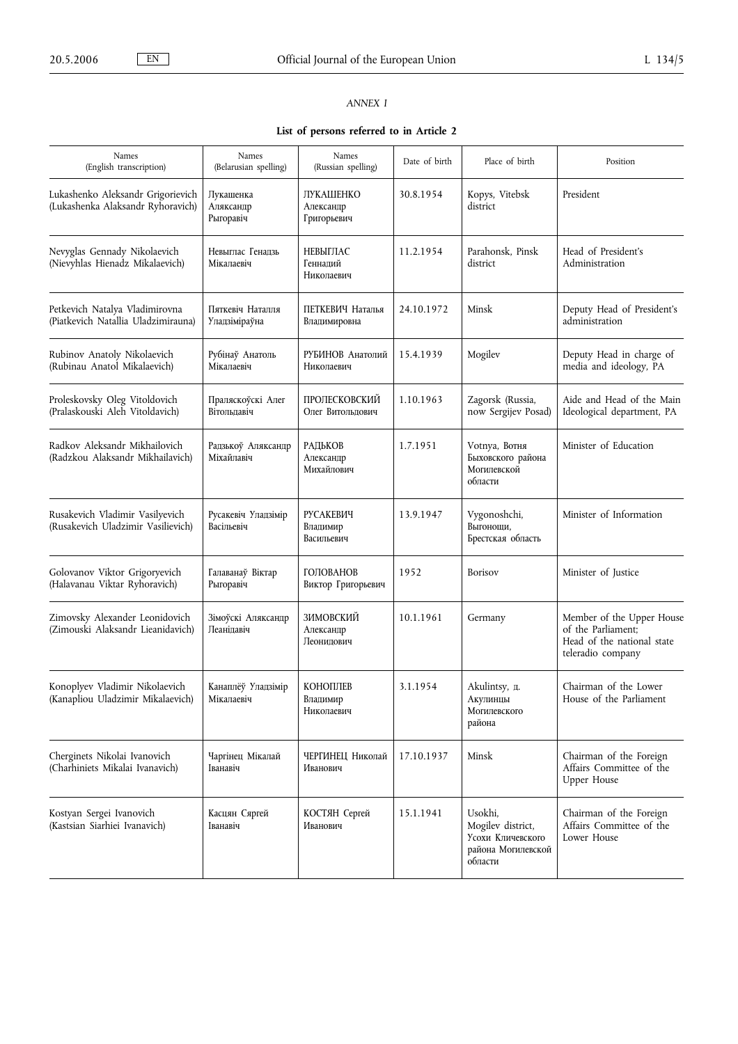*ANNEX I*

**List of persons referred to in Article 2**

| Names (English transcription) | Names (Belarusian spelling) | Names (Russian spelling) | Date of birth | Place of birth | Position |
|---|---|---|---|---|---|
| Lukashenko Aleksandr Grigorievich (Lukashenka Alaksandr Ryhoravich) | Лукашенка Аляксандр Рыгоравіч | ЛУКАШЕНКО Александр Григорьевич | 30.8.1954 | Kopys, Vitebsk district | President |
| Nevyglas Gennady Nikolaevich (Nievyhlas Hienadz Mikalaevich) | Невыглас Генадзь Мікалаевіч | НЕВЫГЛАС Геннадий Николаевич | 11.2.1954 | Parahonsk, Pinsk district | Head of President's Administration |
| Petkevich Natalya Vladimirovna (Piatkevich Natallia Uladzimirauna) | Пяткевіч Наталля Уладзіміраўна | ПЕТКЕВИЧ Наталья Владимировна | 24.10.1972 | Minsk | Deputy Head of President's administration |
| Rubinov Anatoly Nikolaevich (Rubinau Anatol Mikalaevich) | Рубінаў Анатоль Мікалаевіч | РУБИНОВ Анатолий Николаевич | 15.4.1939 | Mogilev | Deputy Head in charge of media and ideology, PA |
| Proleskovsky Oleg Vitoldovich (Pralaskouski Aleh Vitoldavich) | Праляскоўскі Алег Вітольдавіч | ПРОЛЕСКОВСКИЙ Олег Витольдович | 1.10.1963 | Zagorsk (Russia, now Sergijev Posad) | Aide and Head of the Main Ideological department, PA |
| Radkov Aleksandr Mikhailovich (Radzkou Alaksandr Mikhailavich) | Радзькоў Аляксандр Міхайлавіч | РАДЬКОВ Александр Михайлович | 1.7.1951 | Votnya, Вотня Быховского района Могилевской области | Minister of Education |
| Rusakevich Vladimir Vasilyevich (Rusakevich Uladzimir Vasilievich) | Русакевіч Уладзімір Васільевіч | РУСАКЕВИЧ Владимир Васильевич | 13.9.1947 | Vygonoshchi, Выгонощи, Брестская область | Minister of Information |
| Golovanov Viktor Grigoryevich (Halavanau Viktar Ryhoravich) | Галаванаў Віктар Рыгоравіч | ГОЛОВАНОВ Виктор Григорьевич | 1952 | Borisov | Minister of Justice |
| Zimovsky Alexander Leonidovich (Zimouski Alaksandr Lieanidavich) | Зімоўскі Аляксандр Леанідавіч | ЗИМОВСКИЙ Александр Леонидович | 10.1.1961 | Germany | Member of the Upper House of the Parliament; Head of the national state teleradio company |
| Konoplyev Vladimir Nikolaevich (Kanapliou Uladzimir Mikalaevich) | Канаплёў Уладзімір Мікалаевіч | КОНОПЛЕВ Владимир Николаевич | 3.1.1954 | Akulintsy, д. Акулинцы Могилевского района | Chairman of the Lower House of the Parliament |
| Cherginets Nikolai Ivanovich (Charhiniets Mikalai Ivanavich) | Чаргінец Мікалай Іванавіч | ЧЕРГИНЕЦ Николай Иванович | 17.10.1937 | Minsk | Chairman of the Foreign Affairs Committee of the Upper House |
| Kostyan Sergei Ivanovich (Kastsian Siarhiei Ivanavich) | Касцян Сяргей Іванавіч | КОСТЯН Сергей Иванович | 15.1.1941 | Usokhi, Mogilev district, Усохи Кличевского района Могилевской области | Chairman of the Foreign Affairs Committee of the Lower House |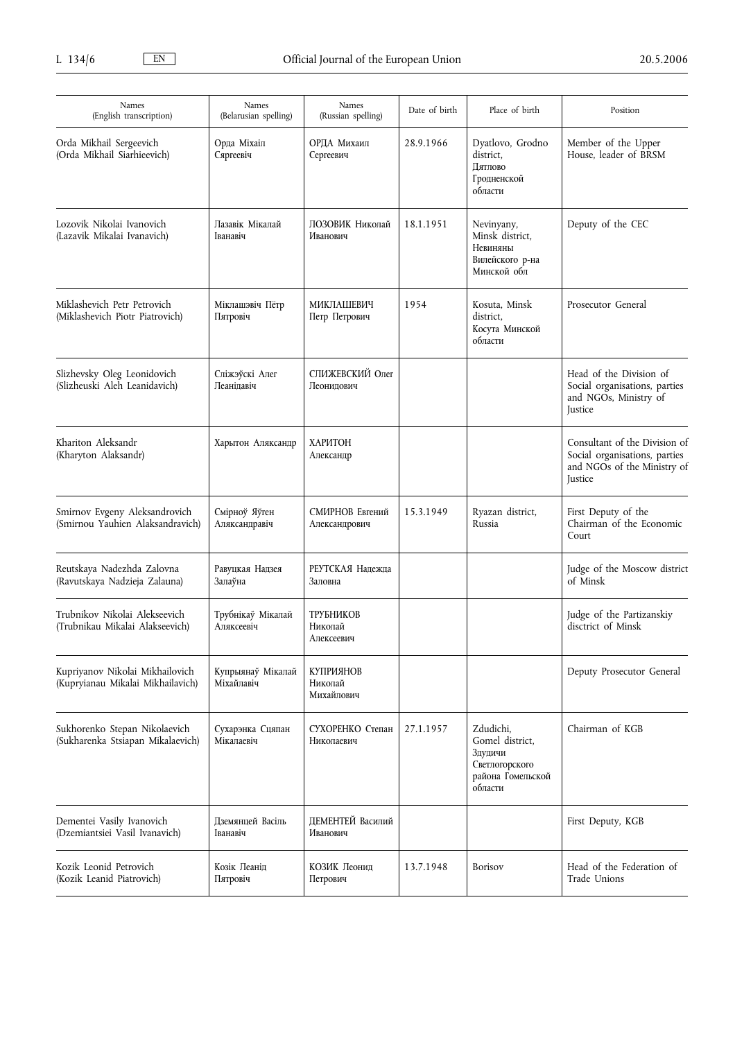| Names (English transcription) | Names (Belarusian spelling) | Names (Russian spelling) | Date of birth | Place of birth | Position |
|---|---|---|---|---|---|
| Orda Mikhail Sergeevich (Orda Mikhail Siarhieevich) | Орда Міхаіл Сяргеевіч | ОРДА Михаил Сергеевич | 28.9.1966 | Dyatlovo, Grodno district, Дятлово Гродненской области | Member of the Upper House, leader of BRSM |
| Lozovik Nikolai Ivanovich (Lazavik Mikalai Ivanavich) | Лазавік Мікалай Іванавіч | ЛОЗОВИК Николай Иванович | 18.1.1951 | Nevinyany, Minsk district, Невиняны Вилейского р-на Минской обл | Deputy of the CEC |
| Miklashevich Petr Petrovich (Miklashevich Piotr Piatrovich) | Міклашэвіч Пётр Пятровіч | МИКЛАШЕВИЧ Петр Петрович | 1954 | Kosuta, Minsk district, Косута Минской области | Prosecutor General |
| Slizhevsky Oleg Leonidovich (Slizheuski Aleh Leanidavich) | Сліжэўскі Алег Леанідавіч | СЛИЖЕВСКИЙ Олег Леонидович | | | Head of the Division of Social organisations, parties and NGOs, Ministry of Justice |
| Khariton Aleksandr (Kharyton Alaksandr) | Харытон Аляксандр | ХАРИТОН Александр | | | Consultant of the Division of Social organisations, parties and NGOs of the Ministry of Justice |
| Smirnov Evgeny Aleksandrovich (Smirnou Yauhien Alaksandravich) | Смірноў Яўген Аляксандравіч | СМИРНОВ Евгений Александрович | 15.3.1949 | Ryazan district, Russia | First Deputy of the Chairman of the Economic Court |
| Reutskaya Nadezhda Zalovna (Ravutskaya Nadzieja Zalauna) | Равуцкая Надзея Залаўна | РЕУТСКАЯ Надежда Заловна | | | Judge of the Moscow district of Minsk |
| Trubnikov Nikolai Alekseevich (Trubnikau Mikalai Alakseevich) | Трубнікаў Мікалай Аляксеевіч | ТРУБНИКОВ Николай Алексеевич | | | Judge of the Partizanskiy disctrict of Minsk |
| Kupriyanov Nikolai Mikhailovich (Kupryianau Mikalai Mikhailavich) | Купрыянаў Мікалай Міхайлавіч | КУПРИЯНОВ Николай Михайлович | | | Deputy Prosecutor General |
| Sukhorenko Stepan Nikolaevich (Sukharenka Stsiapan Mikalaevich) | Сухарэнка Сцяпан Мікалаевіч | СУХОРЕНКО Степан Николаевич | 27.1.1957 | Zdudichi, Gomel district, Здудичи Светлогорского района Гомельской области | Chairman of KGB |
| Dementei Vasily Ivanovich (Dzemiantsiei Vasil Ivanavich) | Дземянцей Васіль Іванавіч | ДЕМЕНТЕЙ Василий Иванович | | | First Deputy, KGB |
| Kozik Leonid Petrovich (Kozik Leanid Piatrovich) | Козік Леанід Пятровіч | КОЗИК Леонид Петрович | 13.7.1948 | Borisov | Head of the Federation of Trade Unions |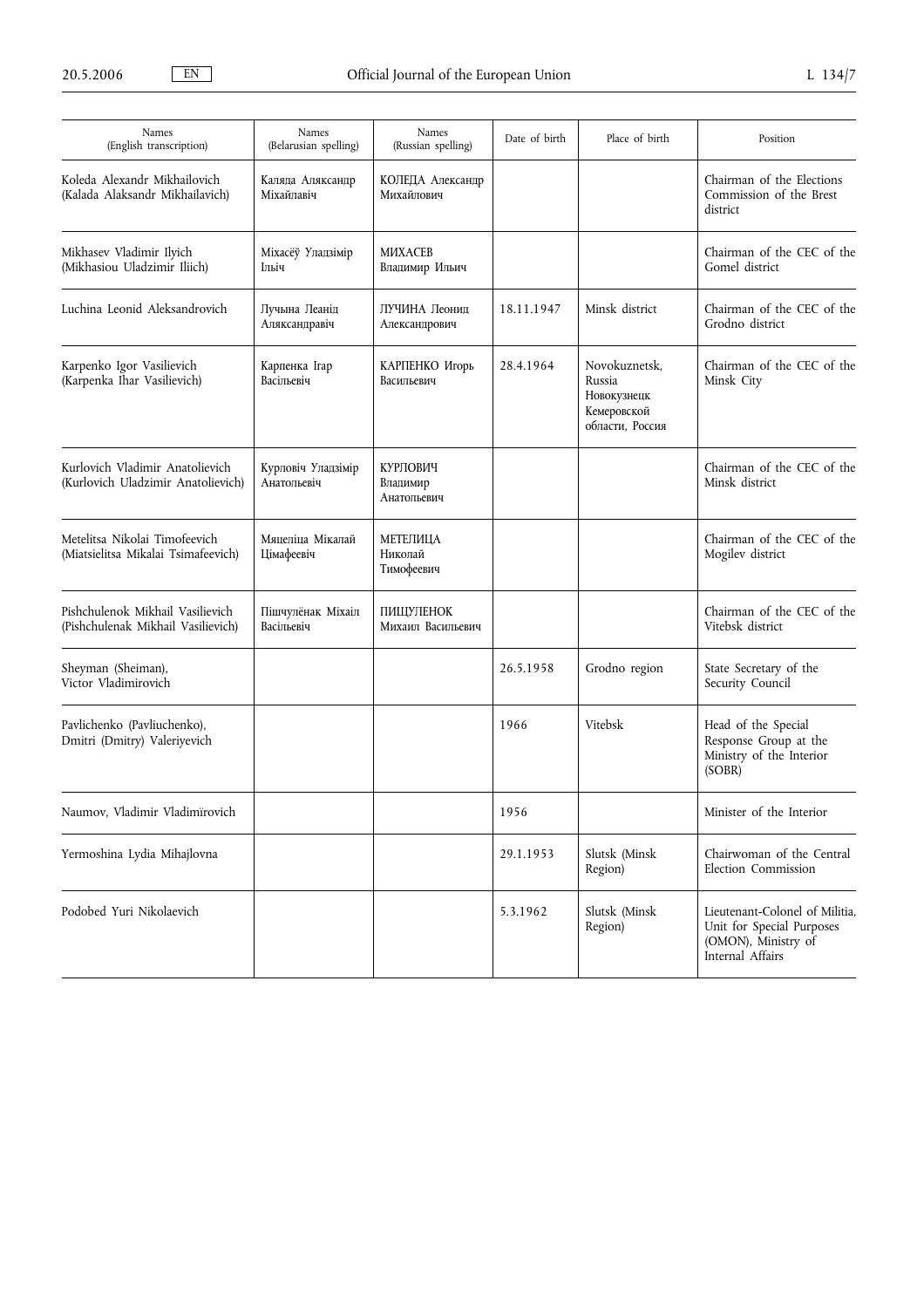| Names (English transcription) | Names (Belarusian spelling) | Names (Russian spelling) | Date of birth | Place of birth | Position |
|---|---|---|---|---|---|
| Koleda Alexandr Mikhailovich (Kalada Alaksandr Mikhailavich) | Каляда Аляксандр Міхайлавіч | КОЛЕДА Александр Михайлович | | | Chairman of the Elections Commission of the Brest district |
| Mikhasev Vladimir Ilyich (Mikhasiou Uladzimir Iliich) | Міхасёў Уладзімір Ільіч | МИХАСЕВ Владимир Ильич | | | Chairman of the CEC of the Gomel district |
| Luchina Leonid Aleksandrovich | Лучына Леанід Аляксандравіч | ЛУЧИНА Леонид Александрович | 18.11.1947 | Minsk district | Chairman of the CEC of the Grodno district |
| Karpenko Igor Vasilievich (Karpenka Ihar Vasilievich) | Карпенка Ігар Васільевіч | КАРПЕНКО Игорь Васильевич | 28.4.1964 | Novokuznetsk, Russia Новокузнецк Кемеровской области, Россия | Chairman of the CEC of the Minsk City |
| Kurlovich Vladimir Anatolievich (Kurlovich Uladzimir Anatolievich) | Курловіч Уладзімір Анатольевіч | КУРЛОВИЧ Владимир Анатольевич | | | Chairman of the CEC of the Minsk district |
| Metelitsa Nikolai Timofeevich (Miatsielitsa Mikalai Tsimafeevich) | Мяцеліца Мікалай Цімафеевіч | МЕТЕЛИЦА Николай Тимофеевич | | | Chairman of the CEC of the Mogilev district |
| Pishchulenok Mikhail Vasilievich (Pishchulenak Mikhail Vasilievich) | Пішчулёнак Міхаіл Васільевіч | ПИЩУЛЕНОК Михаил Васильевич | | | Chairman of the CEC of the Vitebsk district |
| Sheyman (Sheiman), Victor Vladimirovich | | | 26.5.1958 | Grodno region | State Secretary of the Security Council |
| Pavlichenko (Pavliuchenko), Dmitri (Dmitry) Valeriyevich | | | 1966 | Vitebsk | Head of the Special Response Group at the Ministry of the Interior (SOBR) |
| Naumov, Vladimir Vladimirovich | | | 1956 | | Minister of the Interior |
| Yermoshina Lydia Mihajlovna | | | 29.1.1953 | Slutsk (Minsk Region) | Chairwoman of the Central Election Commission |
| Podobed Yuri Nikolaevich | | | 5.3.1962 | Slutsk (Minsk Region) | Lieutenant-Colonel of Militia, Unit for Special Purposes (OMON), Ministry of Internal Affairs |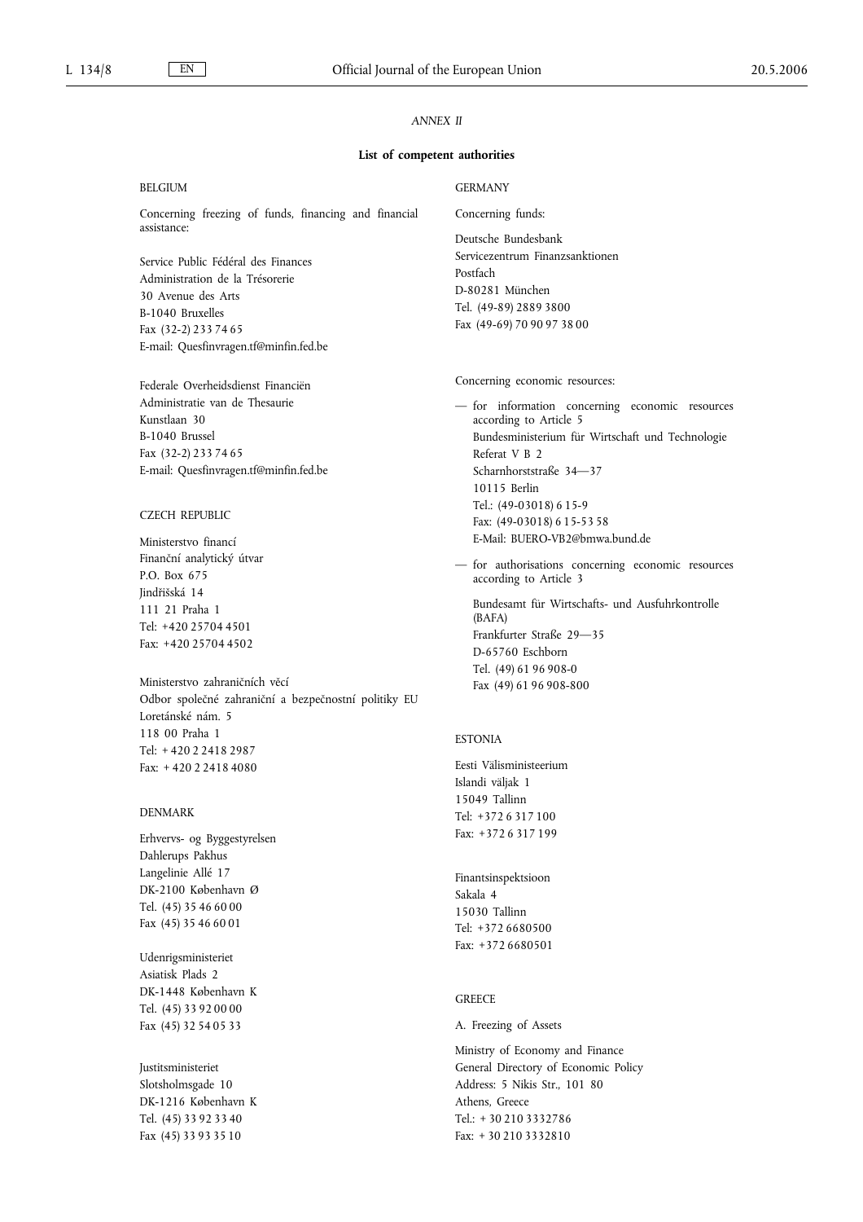*ANNEX II*

**List of competent authorities**

BELGIUM

Concerning freezing of funds, financing and financial assistance:

Service Public Fédéral des Finances
Administration de la Trésorerie
30 Avenue des Arts
B-1040 Bruxelles
Fax (32-2) 233 74 65
E-mail: Quesfinvragen.tf@minfin.fed.be

Federale Overheidsdienst Financiën
Administratie van de Thesaurie
Kunstlaan 30
B-1040 Brussel
Fax (32-2) 233 74 65
E-mail: Quesfinvragen.tf@minfin.fed.be

CZECH REPUBLIC

Ministerstvo financí
Finanční analytický útvar
P.O. Box 675
Jindřišská 14
111 21 Praha 1
Tel: +420 25704 4501
Fax: +420 25704 4502

Ministerstvo zahraničních věcí
Odbor společné zahraniční a bezpečnostní politiky EU
Loretánské nám. 5
118 00 Praha 1
Tel: + 420 2 2418 2987
Fax: + 420 2 2418 4080

DENMARK

Erhvervs- og Byggestyrelsen
Dahlerups Pakhus
Langelinie Allé 17
DK-2100 København Ø
Tel. (45) 35 46 60 00
Fax (45) 35 46 60 01

Udenrigsministeriet
Asiatisk Plads 2
DK-1448 København K
Tel. (45) 33 92 00 00
Fax (45) 32 54 05 33

Justitsministeriet
Slotsholmsgade 10
DK-1216 København K
Tel. (45) 33 92 33 40
Fax (45) 33 93 35 10

GERMANY

Concerning funds:

Deutsche Bundesbank
Servicezentrum Finanzsanktionen
Postfach
D-80281 München
Tel. (49-89) 2889 3800
Fax (49-69) 70 90 97 38 00

Concerning economic resources:

— for information concerning economic resources according to Article 5

Bundesministerium für Wirtschaft und Technologie
Referat V B 2
Scharnhorststraße 34—37
10115 Berlin
Tel.: (49-03018) 6 15-9
Fax: (49-03018) 6 15-53 58
E-Mail: BUERO-VB2@bmwa.bund.de

— for authorisations concerning economic resources according to Article 3

Bundesamt für Wirtschafts- und Ausfuhrkontrolle (BAFA)
Frankfurter Straße 29—35
D-65760 Eschborn
Tel. (49) 61 96 908-0
Fax (49) 61 96 908-800

ESTONIA

Eesti Välisministeerium
Islandi väljak 1
15049 Tallinn
Tel: +372 6 317 100
Fax: +372 6 317 199

Finantsinspektsioon
Sakala 4
15030 Tallinn
Tel: +372 6680500
Fax: +372 6680501

GREECE

A. Freezing of Assets

Ministry of Economy and Finance
General Directory of Economic Policy
Address: 5 Nikis Str., 101 80
Athens, Greece
Tel.: + 30 210 3332786
Fax: + 30 210 3332810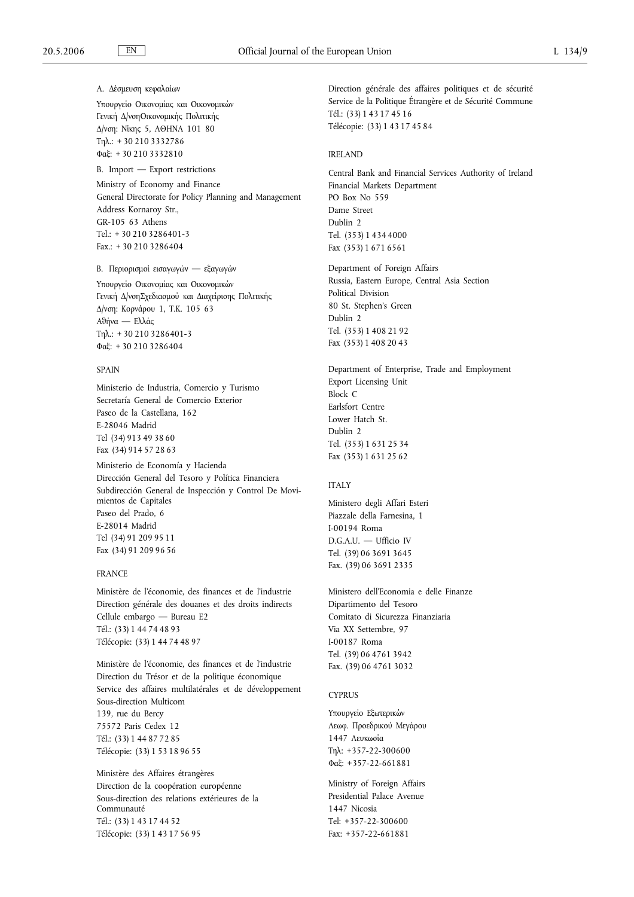A. Δέσμευση κεφαλαίων

Υπουργείο Οικονομίας και Οικονομικών
Γενική Δ/νσηΟικονομικής Πολιτικής
Δ/νση: Νίκης 5, ΑΘΗΝΑ 101 80
Τηλ.: + 30 210 3332786
Φαξ: + 30 210 3332810

B. Import — Export restrictions

Ministry of Economy and Finance
General Directorate for Policy Planning and Management
Address Kornaroy Str.,
GR-105 63 Athens
Tel.: + 30 210 3286401-3
Fax.: + 30 210 3286404

B. Περιορισμοί εισαγωγών — εξαγωγών

Υπουργείο Οικονομίας και Οικονομικών
Γενική Δ/νσηΣχεδιασμού και Διαχείρισης Πολιτικής
Δ/νση: Κορνάρου 1, Τ.Κ. 105 63
Αθήνα — Ελλάς
Τηλ.: + 30 210 3286401-3
Φαξ: + 30 210 3286404

SPAIN

Ministerio de Industria, Comercio y Turismo
Secretaría General de Comercio Exterior
Paseo de la Castellana, 162
E-28046 Madrid
Tel (34) 913 49 38 60
Fax (34) 914 57 28 63

Ministerio de Economía y Hacienda
Dirección General del Tesoro y Política Financiera
Subdirección General de Inspección y Control De Movimientos de Capitales
Paseo del Prado, 6
E-28014 Madrid
Tel (34) 91 209 95 11
Fax (34) 91 209 96 56

FRANCE

Ministère de l'économie, des finances et de l'industrie
Direction générale des douanes et des droits indirects
Cellule embargo — Bureau E2
Tél.: (33) 1 44 74 48 93
Télécopie: (33) 1 44 74 48 97

Ministère de l'économie, des finances et de l'industrie
Direction du Trésor et de la politique économique
Service des affaires multilatérales et de développement
Sous-direction Multicom
139, rue du Bercy
75572 Paris Cedex 12
Tél.: (33) 1 44 87 72 85
Télécopie: (33) 1 53 18 96 55

Ministère des Affaires étrangères
Direction de la coopération européenne
Sous-direction des relations extérieures de la Communauté
Tél.: (33) 1 43 17 44 52
Télécopie: (33) 1 43 17 56 95

Direction générale des affaires politiques et de sécurité
Service de la Politique Étrangère et de Sécurité Commune
Tél.: (33) 1 43 17 45 16
Télécopie: (33) 1 43 17 45 84

IRELAND

Central Bank and Financial Services Authority of Ireland
Financial Markets Department
PO Box No 559
Dame Street
Dublin 2
Tel. (353) 1 434 4000
Fax (353) 1 671 6561

Department of Foreign Affairs
Russia, Eastern Europe, Central Asia Section
Political Division
80 St. Stephen's Green
Dublin 2
Tel. (353) 1 408 21 92
Fax (353) 1 408 20 43

Department of Enterprise, Trade and Employment
Export Licensing Unit
Block C
Earlsfort Centre
Lower Hatch St.
Dublin 2
Tel. (353) 1 631 25 34
Fax (353) 1 631 25 62

ITALY

Ministero degli Affari Esteri
Piazzale della Farnesina, 1
I-00194 Roma
D.G.A.U. — Ufficio IV
Tel. (39) 06 3691 3645
Fax. (39) 06 3691 2335

Ministero dell'Economia e delle Finanze
Dipartimento del Tesoro
Comitato di Sicurezza Finanziaria
Via XX Settembre, 97
I-00187 Roma
Tel. (39) 06 4761 3942
Fax. (39) 06 4761 3032

CYPRUS

Υπουργείο Εξωτερικών
Λεωφ. Προεδρικού Μεγάρου
1447 Λευκωσία
Τηλ: +357-22-300600
Φαξ: +357-22-661881

Ministry of Foreign Affairs
Presidential Palace Avenue
1447 Nicosia
Tel: +357-22-300600
Fax: +357-22-661881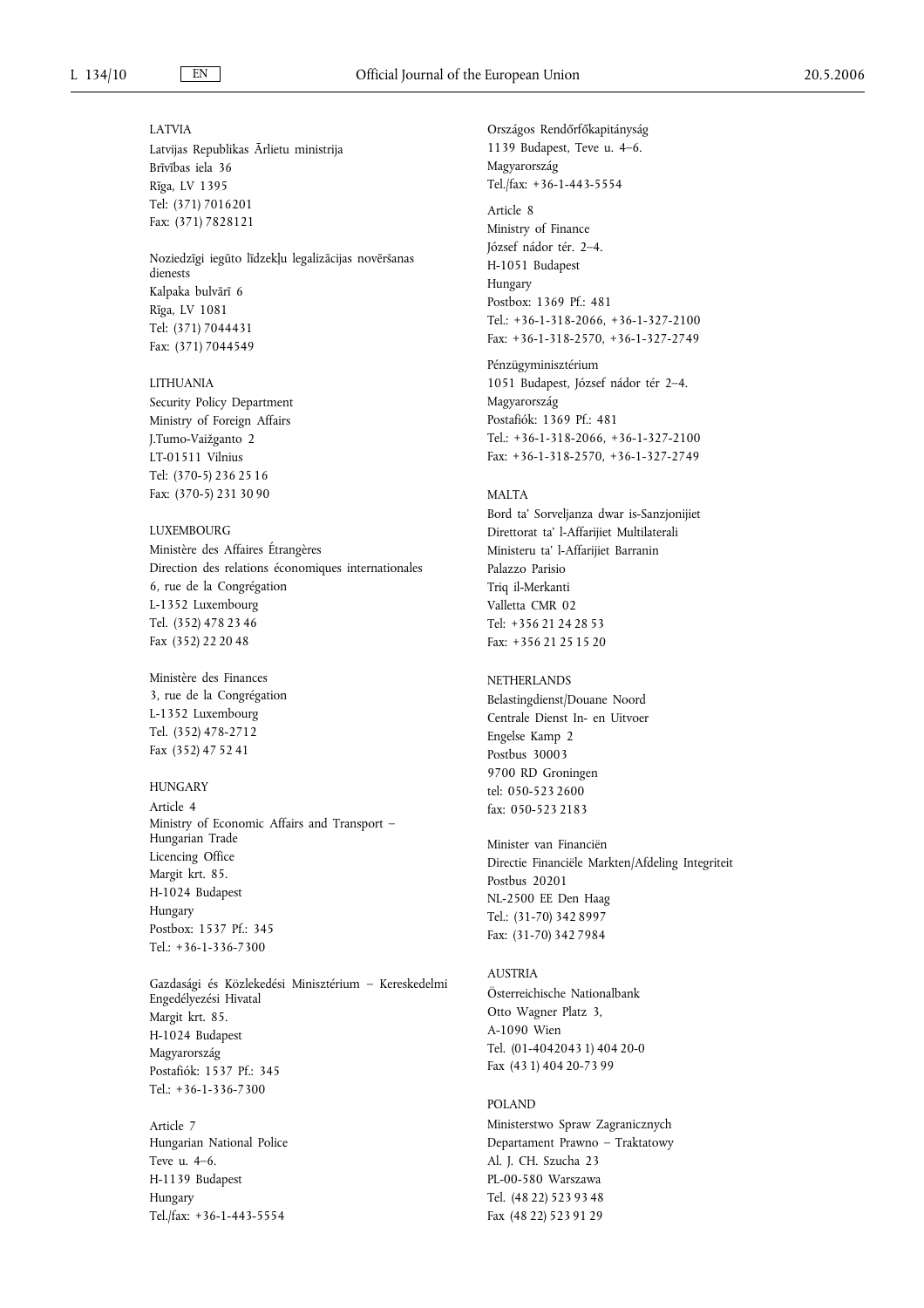LATVIA

Latvijas Republikas Ārlietu ministrija
Brīvības iela 36
Rīga, LV 1395
Tel: (371) 7016201
Fax: (371) 7828121

Noziedzīgi iegūto līdzekļu legalizācijas novēršanas dienests
Kalpaka bulvārī 6
Rīga, LV 1081
Tel: (371) 7044431
Fax: (371) 7044549

LITHUANIA

Security Policy Department
Ministry of Foreign Affairs
J.Tumo-Vaižganto 2
LT-01511 Vilnius
Tel: (370-5) 236 25 16
Fax: (370-5) 231 30 90

LUXEMBOURG

Ministère des Affaires Étrangères
Direction des relations économiques internationales
6, rue de la Congrégation
L-1352 Luxembourg
Tel. (352) 478 23 46
Fax (352) 22 20 48

Ministère des Finances
3, rue de la Congrégation
L-1352 Luxembourg
Tel. (352) 478-2712
Fax (352) 47 52 41

HUNGARY

Article 4
Ministry of Economic Affairs and Transport – Hungarian Trade Licencing Office
Margit krt. 85.
H-1024 Budapest
Hungary
Postbox: 1537 Pf.: 345
Tel.: +36-1-336-7300

Gazdasági és Közlekedési Minisztérium – Kereskedelmi Engedélyezési Hivatal
Margit krt. 85.
H-1024 Budapest
Magyarország
Postafiók: 1537 Pf.: 345
Tel.: +36-1-336-7300

Article 7
Hungarian National Police
Teve u. 4–6.
H-1139 Budapest
Hungary
Tel./fax: +36-1-443-5554

Országos Rendőrfőkapitányság
1139 Budapest, Teve u. 4–6.
Magyarország
Tel./fax: +36-1-443-5554

Article 8
Ministry of Finance
József nádor tér. 2–4.
H-1051 Budapest
Hungary
Postbox: 1369 Pf.: 481
Tel.: +36-1-318-2066, +36-1-327-2100
Fax: +36-1-318-2570, +36-1-327-2749

Pénzügyminisztérium
1051 Budapest, József nádor tér 2–4.
Magyarország
Postafiók: 1369 Pf.: 481
Tel.: +36-1-318-2066, +36-1-327-2100
Fax: +36-1-318-2570, +36-1-327-2749

MALTA

Bord ta' Sorveljanza dwar is-Sanzjonijiet
Direttorat ta' l-Affarijiet Multilaterali
Ministeru ta' l-Affarijiet Barranin
Palazzo Parisio
Triq il-Merkanti
Valletta CMR 02
Tel: +356 21 24 28 53
Fax: +356 21 25 15 20

NETHERLANDS

Belastingdienst/Douane Noord
Centrale Dienst In- en Uitvoer
Engelse Kamp 2
Postbus 30003
9700 RD Groningen
tel: 050-523 2600
fax: 050-523 2183

Minister van Financiën
Directie Financiële Markten/Afdeling Integriteit
Postbus 20201
NL-2500 EE Den Haag
Tel.: (31-70) 342 8997
Fax: (31-70) 342 7984

AUSTRIA

Österreichische Nationalbank
Otto Wagner Platz 3,
A-1090 Wien
Tel. (01-4042043 1) 404 20-0
Fax (43 1) 404 20-73 99

POLAND

Ministerstwo Spraw Zagranicznych
Departament Prawno – Traktatowy
Al. J. CH. Szucha 23
PL-00-580 Warszawa
Tel. (48 22) 523 93 48
Fax (48 22) 523 91 29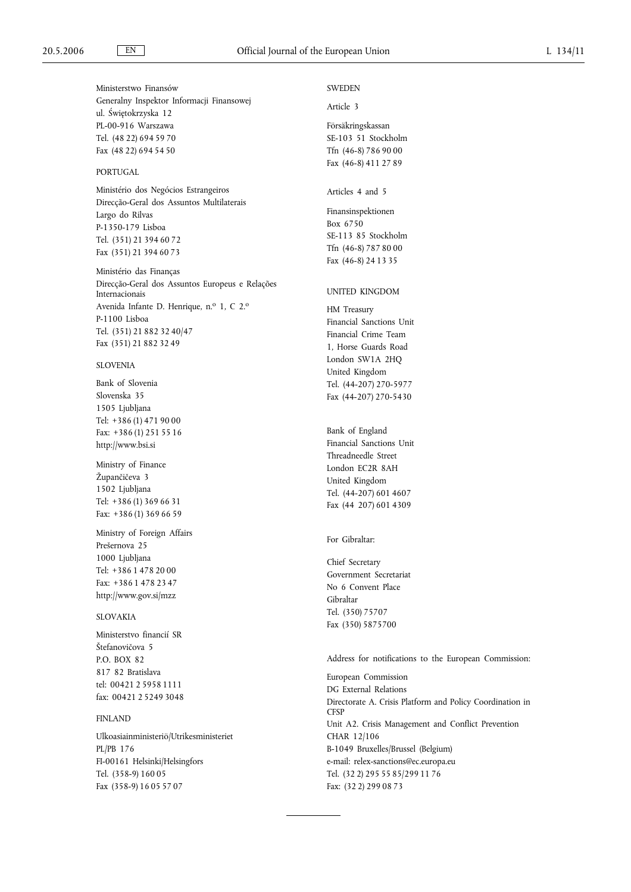Ministerstwo Finansów
Generalny Inspektor Informacji Finansowej
ul. Świętokrzyska 12
PL-00-916 Warszawa
Tel. (48 22) 694 59 70
Fax (48 22) 694 54 50

PORTUGAL

Ministério dos Negócios Estrangeiros
Direcção-Geral dos Assuntos Multilaterais
Largo do Rilvas
P-1350-179 Lisboa
Tel. (351) 21 394 60 72
Fax (351) 21 394 60 73

Ministério das Finanças
Direcção-Geral dos Assuntos Europeus e Relações Internacionais
Avenida Infante D. Henrique, n.º 1, C 2.º
P-1100 Lisboa
Tel. (351) 21 882 32 40/47
Fax (351) 21 882 32 49

SLOVENIA

Bank of Slovenia
Slovenska 35
1505 Ljubljana
Tel: +386 (1) 471 90 00
Fax: +386 (1) 251 55 16
http://www.bsi.si

Ministry of Finance
Župančičeva 3
1502 Ljubljana
Tel: +386 (1) 369 66 31
Fax: +386 (1) 369 66 59

Ministry of Foreign Affairs
Prešernova 25
1000 Ljubljana
Tel: +386 1 478 20 00
Fax: +386 1 478 23 47
http://www.gov.si/mzz

SLOVAKIA

Ministerstvo financií SR
Štefanovičova 5
P.O. BOX 82
817 82 Bratislava
tel: 00421 2 5958 1111
fax: 00421 2 5249 3048

FINLAND

Ulkoasiainministeriö/Utrikesministeriet
PL/PB 176
FI-00161 Helsinki/Helsingfors
Tel. (358-9) 160 05
Fax (358-9) 16 05 57 07

SWEDEN

Article 3

Försäkringskassan
SE-103 51 Stockholm
Tfn (46-8) 786 90 00
Fax (46-8) 411 27 89

Articles 4 and 5

Finansinspektionen
Box 6750
SE-113 85 Stockholm
Tfn (46-8) 787 80 00
Fax (46-8) 24 13 35

UNITED KINGDOM

HM Treasury
Financial Sanctions Unit
Financial Crime Team
1, Horse Guards Road
London SW1A 2HQ
United Kingdom
Tel. (44-207) 270-5977
Fax (44-207) 270-5430

Bank of England
Financial Sanctions Unit
Threadneedle Street
London EC2R 8AH
United Kingdom
Tel. (44-207) 601 4607
Fax (44 207) 601 4309

For Gibraltar:

Chief Secretary
Government Secretariat
No 6 Convent Place
Gibraltar
Tel. (350) 75707
Fax (350) 5875700

Address for notifications to the European Commission:

European Commission
DG External Relations
Directorate A. Crisis Platform and Policy Coordination in CFSP
Unit A2. Crisis Management and Conflict Prevention
CHAR 12/106
B-1049 Bruxelles/Brussel (Belgium)
e-mail: relex-sanctions@ec.europa.eu
Tel. (32 2) 295 55 85/299 11 76
Fax: (32 2) 299 08 73